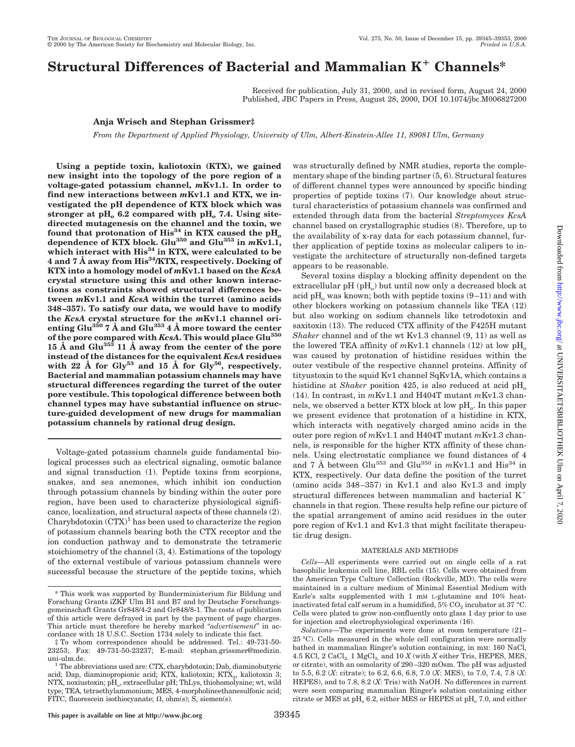# Structural Differences of Bacterial and Mammalian $K^+$ Channels*

Received for publication, July 31, 2000, and in revised form, August 24, 2000
Published, JBC Papers in Press, August 28, 2000, DOI 10.1074/jbc.M006827200

**Anja Wrisch and Stephan Grissmer‡**

*From the Department of Applied Physiology, University of Ulm, Albert-Einstein-Allee 11, 89081 Ulm, Germany*

**Using a peptide toxin, kaliotoxin (KTX), we gained new insight into the topology of the pore region of a voltage-gated potassium channel, *m*Kv1.1. In order to find new interactions between *m*Kv1.1 and KTX, we investigated the pH dependence of KTX block which was stronger at $pH_o$ 6.2 compared with $pH_o$ 7.4. Using site-directed mutagenesis on the channel and the toxin, we found that protonation of $His^{34}$ in KTX caused the $pH_o$ dependence of KTX block. $Glu^{350}$ and $Glu^{353}$ in *m*Kv1.1, which interact with $His^{34}$ in KTX, were calculated to be 4 and 7 Å away from $His^{34}$/KTX, respectively. Docking of KTX into a homology model of *m*Kv1.1 based on the *KcsA* crystal structure using this and other known interactions as constraints showed structural differences between *m*Kv1.1 and *KcsA* within the turret (amino acids 348–357). To satisfy our data, we would have to modify the *KcsA* crystal structure for the *m*Kv1.1 channel orienting $Glu^{350}$ 7 Å and $Glu^{353}$ 4 Å more toward the center of the pore compared with *KcsA*. This would place $Glu^{350}$ 15 Å and $Glu^{353}$ 11 Å away from the center of the pore instead of the distances for the equivalent *KcsA* residues with 22 Å for $Gly^{53}$ and 15 Å for $Gly^{56}$, respectively. Bacterial and mammalian potassium channels may have structural differences regarding the turret of the outer pore vestibule. This topological difference between both channel types may have substantial influence on structure-guided development of new drugs for mammalian potassium channels by rational drug design.**

Voltage-gated potassium channels guide fundamental biological processes such as electrical signaling, osmotic balance and signal transduction (1). Peptide toxins from scorpions, snakes, and sea anemones, which inhibit ion conduction through potassium channels by binding within the outer pore region, have been used to characterize physiological significance, localization, and structural aspects of these channels (2). Charybdotoxin (CTX)[1] has been used to characterize the region of potassium channels bearing both the CTX receptor and the ion conduction pathway and to demonstrate the tetrameric stoichiometry of the channel (3, 4). Estimations of the topology of the external vestibule of various potassium channels were successful because the structure of the peptide toxins, which was structurally defined by NMR studies, reports the complementary shape of the binding partner (5, 6). Structural features of different channel types were announced by specific binding properties of peptide toxins (7). Our knowledge about structural characteristics of potassium channels was confirmed and extended through data from the bacterial *Streptomyces KcsA* channel based on crystallographic studies (8). Therefore, up to the availability of x-ray data for each potassium channel, further application of peptide toxins as molecular calipers to investigate the architecture of structurally non-defined targets appears to be reasonable.

Several toxins display a blocking affinity dependent on the extracellular pH ($pH_o$) but until now only a decreased block at acid $pH_o$ was known; both with peptide toxins (9–11) and with other blockers working on potassium channels like TEA (12) but also working on sodium channels like tetrodotoxin and saxitoxin (13). The reduced CTX affinity of the F425H mutant *Shaker* channel and of the wt Kv1.3 channel (9, 11) as well as the lowered TEA affinity of *m*Kv1.1 channels (12) at low $pH_o$ was caused by protonation of histidine residues within the outer vestibule of the respective channel proteins. Affinity of tityustoxin to the squid Kv1 channel SqKv1A, which contains a histidine at *Shaker* position 425, is also reduced at acid $pH_o$ (14). In contrast, in *m*Kv1.1 and H404T mutant *m*Kv1.3 channels, we observed a better KTX block at low $pH_o$. In this paper we present evidence that protonation of a histidine in KTX, which interacts with negatively charged amino acids in the outer pore region of *m*Kv1.1 and H404T mutant *m*Kv1.3 channels, is responsible for the higher KTX affinity of these channels. Using electrostatic compliance we found distances of 4 and 7 Å between $Glu^{353}$ and $Glu^{350}$ in *m*Kv1.1 and $His^{34}$ in KTX, respectively. Our data define the position of the turret (amino acids 348–357) in Kv1.1 and also Kv1.3 and imply structural differences between mammalian and bacterial $K^+$ channels in that region. These results help refine our picture of the spatial arrangement of amino acid residues in the outer pore region of Kv1.1 and Kv1.3 that might facilitate therapeutic drug design.

## MATERIALS AND METHODS

*Cells*—All experiments were carried out on single cells of a rat basophilic leukemia cell line, RBL cells (15). Cells were obtained from the American Type Culture Collection (Rockville, MD). The cells were maintained in a culture medium of Minimal Essential Medium with Earle's salts supplemented with 1 mM L-glutamine and 10% heat-inactivated fetal calf serum in a humidified, 5% $CO_2$ incubator at 37 °C. Cells were plated to grow non-confluently onto glass 1 day prior to use for injection and electrophysiological experiments (16).

*Solutions*—The experiments were done at room temperature (21–25 °C). Cells measured in the whole cell configuration were normally bathed in mammalian Ringer's solution containing, in mM: 160 NaCl, 4.5 KCl, 2 $CaCl_2$, 1 $MgCl_2$, and 10 *X* (with *X* either Tris, HEPES, MES, or citrate), with an osmolarity of 290–320 mOsm. The pH was adjusted to 5.5, 6.2 (*X*: citrate); to 6.2, 6.6, 6.8, 7.0 (*X*: MES), to 7.0, 7.4, 7.8 (*X*: HEPES), and to 7.8, 8.2 (*X*: Tris) with NaOH. No differences in current were seen comparing mammalian Ringer's solution containing either citrate or MES at $pH_o$ 6.2, either MES or HEPES at $pH_o$ 7.0, and either

\* This work was supported by Bunderministerium für Bildung und Forschung Grants iZKF Ulm B1 and B7 and by Deutsche Forschungsgemeinschaft Grants Gr848/4-2 and Gr848/8-1. The costs of publication of this article were defrayed in part by the payment of page charges. This article must therefore be hereby marked "*advertisement*" in accordance with 18 U.S.C. Section 1734 solely to indicate this fact.

‡ To whom correspondence should be addressed. Tel.: 49-731-50-23253; Fax: 49-731-50-23237; E-mail: stephan.grissmer@medizin.uni-ulm.de.

[1] The abbreviations used are: CTX, charybdotoxin; Dab, diaminobutyric acid; Dap, diaminopropionic acid; KTX, kaliotoxin; $KTX_3$, kaliotoxin 3; NTX, noxiustoxin; $pH_o$, extracellular pH; ThLys, thiohomolysine; wt, wild type; TEA, tetraethylammonium; MES, 4-morpholineethanesulfonic acid; FITC, fluorescein isothiocyanate; Ω, ohm(s); S, siemen(s).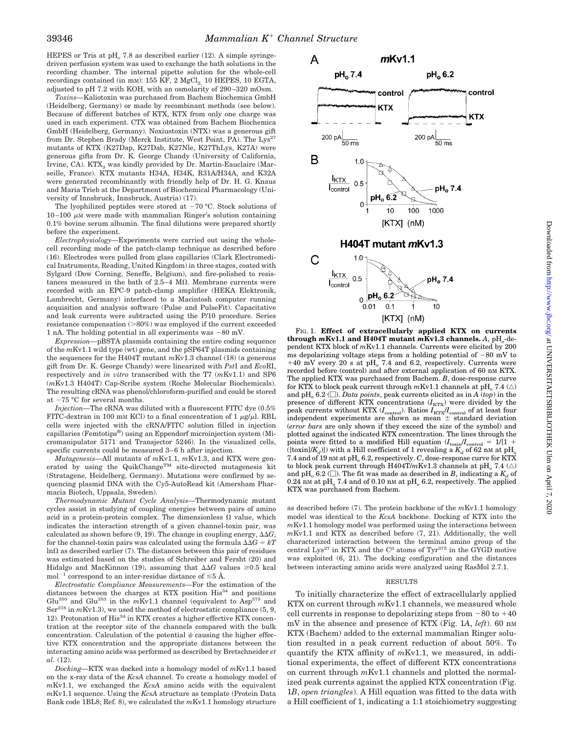HEPES or Tris at $pH_o$ 7.8 as described earlier (12). A simple syringe-driven perfusion system was used to exchange the bath solutions in the recording chamber. The internal pipette solution for the whole-cell recordings contained (in mM): 155 KF, 2 $MgCl_2$, 10 HEPES, 10 EGTA, adjusted to pH 7.2 with KOH, with an osmolarity of 290–320 mOsm.

*Toxins*—Kaliotoxin was purchased from Bachem Biochemica GmbH (Heidelberg, Germany) or made by recombinant methods (see below). Because of different batches of KTX, KTX from only one charge was used in each experiment. CTX was obtained from Bachem Biochemica GmbH (Heidelberg, Germany). Noxiustoxin (NTX) was a generous gift from Dr. Stephen Brady (Merck Institute, West Point, PA). The $Lys^{27}$ mutants of KTX (K27Dap, K27Dab, K27Nle, K27ThLys, K27A) were generous gifts from Dr. K. George Chandy (University of California, Irvine, CA). $KTX_3$ was kindly provided by Dr. Martin-Eauclaire (Marseille, France). KTX mutants H34A, H34K, R31A/H34A, and K32A were generated recombinantly with friendly help of Dr. H. G. Knaus and Maria Trieb at the Department of Biochemical Pharmacology (University of Innsbruck, Innsbruck, Austria) (17).

The lyophilized peptides were stored at −70 °C. Stock solutions of 10–100 μM were made with mammalian Ringer's solution containing 0.1% bovine serum albumin. The final dilutions were prepared shortly before the experiment.

*Electrophysiology*—Experiments were carried out using the whole-cell recording mode of the patch-clamp technique as described before (16). Electrodes were pulled from glass capillaries (Clark Electromedical Instruments, Reading, United Kingdom) in three stages, coated with Sylgard (Dow Corning, Seneffe, Belgium), and fire-polished to resistances measured in the bath of 2.5–4 MΩ. Membrane currents were recorded with an EPC-9 patch-clamp amplifier (HEKA Elektronik, Lambrecht, Germany) interfaced to a Macintosh computer running acquisition and analysis software (Pulse and PulseFit). Capacitative and leak currents were subtracted using the P/10 procedure. Series resistance compensation (>80%) was employed if the current exceeded 1 nA. The holding potential in all experiments was −80 mV.

*Expression*—pBSTA plasmids containing the entire coding sequence of the *m*Kv1.1 wild type (wt) gene, and the pSP64T plasmids containing the sequences for the H404T mutant *m*Kv1.3 channel (18) (a generous gift from Dr. K. George Chandy) were linearized with *Pst*I and *Eco*RI, respectively and *in vitro* transcribed with the T7 (*m*Kv1.1) and SP6 (*m*Kv1.3 H404T) Cap-Scribe system (Roche Molecular Biochemicals). The resulting cRNA was phenol/chloroform-purified and could be stored at −75 °C for several months.

*Injection*—The cRNA was diluted with a fluorescent FITC dye (0.5% FITC-dextran in 100 mM KCl) to a final concentration of 1 μg/μl. RBL cells were injected with the cRNA/FITC solution filled in injection capillaries (Femtotips®) using an Eppendorf microinjection system (Micromanipulator 5171 and Transjector 5246). In the visualized cells, specific currents could be measured 3–6 h after injection.

*Mutagenesis*—All mutants of *m*Kv1.1, *m*Kv1.3, and KTX were generated by using the QuikChange™ site-directed mutagenesis kit (Stratagene, Heidelberg, Germany). Mutations were confirmed by sequencing plasmid DNA with the Cy5-AutoRead kit (Amersham Pharmacia Biotech, Uppsala, Sweden).

*Thermodynamic Mutant Cycle Analysis*—Thermodynamic mutant cycles assist in studying of coupling energies between pairs of amino acid in a protein-protein complex. The dimensionless Ω value, which indicates the interaction strength of a given channel-toxin pair, was calculated as shown before (9, 19). The change in coupling energy, ΔΔ*G*, for the channel-toxin pairs was calculated using the formula $\Delta\Delta G = kT \ln\Omega$ as described earlier (7). The distances between this pair of residues was estimated based on the studies of Schreiber and Fersht (20) and Hidalgo and MacKinnon (19), assuming that ΔΔ*G* values ≥0.5 kcal $mol^{-1}$ correspond to an inter-residue distance of ≤5 Å.

*Electrostatic Compliance Measurements*—For the estimation of the distances between the charges at KTX position $His^{34}$ and positions $Glu^{350}$ and $Glu^{353}$ in the *m*Kv1.1 channel (equivalent to $Asp^{375}$ and $Ser^{378}$ in *m*Kv1.3), we used the method of electrostatic compliance (5, 9, 12). Protonation of $His^{34}$ in KTX creates a higher effective KTX concentration at the receptor site of the channels compared with the bulk concentration. Calculation of the potential ψ causing the higher effective KTX concentration and the appropriate distances between the interacting amino acids was performed as described by Bretschneider *et al.* (12).

*Docking*—KTX was docked into a homology model of *m*Kv1.1 based on the x-ray data of the *KcsA* channel. To create a homology model of *m*Kv1.1, we exchanged the *KcsA* amino acids with the equivalent *m*Kv1.1 sequence. Using the *KcsA* structure as template (Protein Data Bank code 1BL8; Ref. 8), we calculated the *m*Kv1.1 homology structure as described before (7). The protein backbone of the *m*Kv1.1 homology model was identical to the *KcsA* backbone. Docking of KTX into the *m*Kv1.1 homology model was performed using the interactions between *m*Kv1.1 and KTX as described before (7, 21). Additionally, the well characterized interaction between the terminal amino group of the central $Lys^{27}$ in KTX and the $C^{\beta}$ atoms of $Tyr^{375}$ in the GYGD motif was exploited (6, 21). The docking configuration and the distances between interacting amino acids were analyzed using RasMol 2.7.1.

**FIG. 1. Effect of extracellularly applied KTX on currents through *m*Kv1.1 and H404T mutant *m*Kv1.3 channels.** *A*, $pH_o$-dependent KTX block of *m*Kv1.1 channels. Currents were elicited by 200 ms depolarizing voltage steps from a holding potential of −80 mV to +40 mV every 20 s at $pH_o$ 7.4 and 6.2, respectively. Currents were recorded before (control) and after external application of 60 nM KTX. The applied KTX was purchased from Bachem. *B*, dose-response curve for KTX to block peak current through *m*Kv1.1 channels at $pH_o$ 7.4 (△) and $pH_o$ 6.2 (□). *Data points*, peak currents elicited as in *A* (*top*) in the presence of different KTX concentrations ($I_{KTX}$) were divided by the peak currents without KTX ($I_{control}$). Ratios $I_{KTX}/I_{control}$ of at least four independent experiments are shown as mean ± standard deviation (*error bars* are only shown if they exceed the size of the symbol) and plotted against the indicated KTX concentration. The lines through the points were fitted to a modified Hill equation ($I_{toxin}/I_{control} = 1/[1 + ([toxin]/K_d)]$) with a Hill coefficient of 1 revealing a $K_d$ of 62 nM at $pH_o$ 7.4 and of 19 nM at $pH_o$ 6.2, respectively. *C*, dose-response curve for KTX to block peak current through H404T/*m*Kv1.3 channels at $pH_o$ 7.4 (△) and $pH_o$ 6.2 (□). The fit was made as described in *B*, indicating a $K_d$ of 0.24 nM at $pH_o$ 7.4 and of 0.10 nM at $pH_o$ 6.2, respectively. The applied KTX was purchased from Bachem.

## RESULTS

To initially characterize the effect of extracellularly applied KTX on current through *m*Kv1.1 channels, we measured whole cell currents in response to depolarizing steps from −80 to +40 mV in the absence and presence of KTX (Fig. 1*A*, *left*). 60 nM KTX (Bachem) added to the external mammalian Ringer solution resulted in a peak current reduction of about 50%. To quantify the KTX affinity of *m*Kv1.1, we measured, in additional experiments, the effect of different KTX concentrations on current through *m*Kv1.1 channels and plotted the normalized peak currents against the applied KTX concentration (Fig. 1*B*, *open triangles*). A Hill equation was fitted to the data with a Hill coefficient of 1, indicating a 1:1 stoichiometry suggesting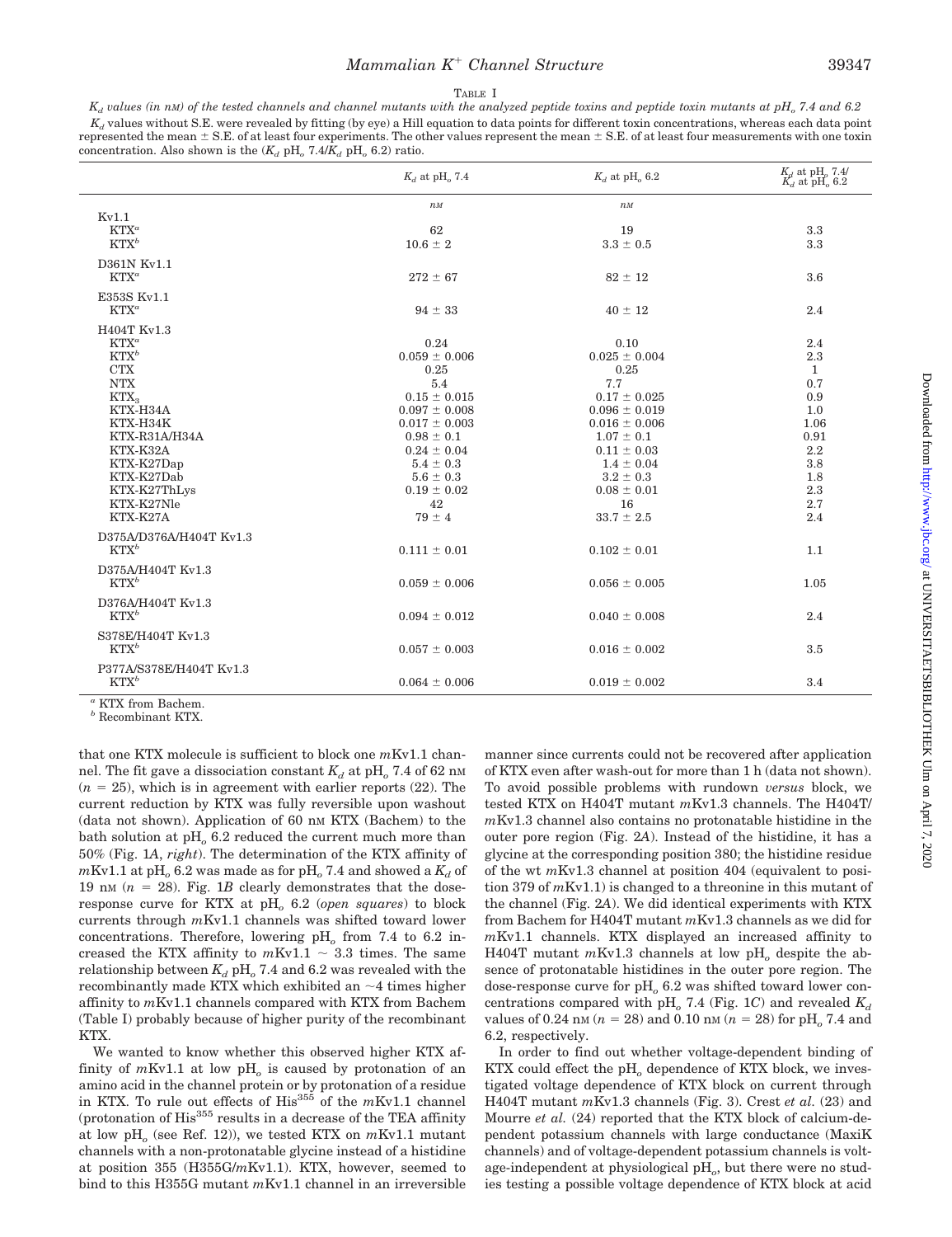TABLE I

*$K_d$ values (in nM) of the tested channels and channel mutants with the analyzed peptide toxins and peptide toxin mutants at $pH_o$ 7.4 and 6.2*

$K_d$ values without S.E. were revealed by fitting (by eye) a Hill equation to data points for different toxin concentrations, whereas each data point represented the mean ± S.E. of at least four experiments. The other values represent the mean ± S.E. of at least four measurements with one toxin concentration. Also shown is the ($K_d$ $pH_o$ 7.4/$K_d$ $pH_o$ 6.2) ratio.

| | $K_d$ at $pH_o$ 7.4 | $K_d$ at $pH_o$ 6.2 | $K_d$ at $pH_o$ 7.4/ $K_d$ at $pH_o$ 6.2 |
|---|---|---|---|
| | *nM* | *nM* | |
| Kv1.1 | | | |
| KTX[a] | 62 | 19 | 3.3 |
| KTX[b] | 10.6 ± 2 | 3.3 ± 0.5 | 3.3 |
| D361N Kv1.1 | | | |
| KTX[a] | 272 ± 67 | 82 ± 12 | 3.6 |
| E353S Kv1.1 | | | |
| KTX[a] | 94 ± 33 | 40 ± 12 | 2.4 |
| H404T Kv1.3 | | | |
| KTX[a] | 0.24 | 0.10 | 2.4 |
| KTX[b] | 0.059 ± 0.006 | 0.025 ± 0.004 | 2.3 |
| CTX | 0.25 | 0.25 | 1 |
| NTX | 5.4 | 7.7 | 0.7 |
| $KTX_3$ | 0.15 ± 0.015 | 0.17 ± 0.025 | 0.9 |
| KTX-H34A | 0.097 ± 0.008 | 0.096 ± 0.019 | 1.0 |
| KTX-H34K | 0.017 ± 0.003 | 0.016 ± 0.006 | 1.06 |
| KTX-R31A/H34A | 0.98 ± 0.1 | 1.07 ± 0.1 | 0.91 |
| KTX-K32A | 0.24 ± 0.04 | 0.11 ± 0.03 | 2.2 |
| KTX-K27Dap | 5.4 ± 0.3 | 1.4 ± 0.04 | 3.8 |
| KTX-K27Dab | 5.6 ± 0.3 | 3.2 ± 0.3 | 1.8 |
| KTX-K27ThLys | 0.19 ± 0.02 | 0.08 ± 0.01 | 2.3 |
| KTX-K27Nle | 42 | 16 | 2.7 |
| KTX-K27A | 79 ± 4 | 33.7 ± 2.5 | 2.4 |
| D375A/D376A/H404T Kv1.3 | | | |
| KTX[b] | 0.111 ± 0.01 | 0.102 ± 0.01 | 1.1 |
| D375A/H404T Kv1.3 | | | |
| KTX[b] | 0.059 ± 0.006 | 0.056 ± 0.005 | 1.05 |
| D376A/H404T Kv1.3 | | | |
| KTX[b] | 0.094 ± 0.012 | 0.040 ± 0.008 | 2.4 |
| S378E/H404T Kv1.3 | | | |
| KTX[b] | 0.057 ± 0.003 | 0.016 ± 0.002 | 3.5 |
| P377A/S378E/H404T Kv1.3 | | | |
| KTX[b] | 0.064 ± 0.006 | 0.019 ± 0.002 | 3.4 |

[a] KTX from Bachem.
[b] Recombinant KTX.

that one KTX molecule is sufficient to block one *m*Kv1.1 channel. The fit gave a dissociation constant $K_d$ at $pH_o$ 7.4 of 62 nM ($n = 25$), which is in agreement with earlier reports (22). The current reduction by KTX was fully reversible upon washout (data not shown). Application of 60 nM KTX (Bachem) to the bath solution at $pH_o$ 6.2 reduced the current much more than 50% (Fig. 1*A*, *right*). The determination of the KTX affinity of *m*Kv1.1 at $pH_o$ 6.2 was made as for $pH_o$ 7.4 and showed a $K_d$ of 19 nM ($n = 28$). Fig. 1*B* clearly demonstrates that the dose-response curve for KTX at $pH_o$ 6.2 (*open squares*) to block currents through *m*Kv1.1 channels was shifted toward lower concentrations. Therefore, lowering $pH_o$ from 7.4 to 6.2 increased the KTX affinity to *m*Kv1.1 ~ 3.3 times. The same relationship between $K_d$ $pH_o$ 7.4 and 6.2 was revealed with the recombinantly made KTX which exhibited an ~4 times higher affinity to *m*Kv1.1 channels compared with KTX from Bachem (Table I) probably because of higher purity of the recombinant KTX.

We wanted to know whether this observed higher KTX affinity of *m*Kv1.1 at low $pH_o$ is caused by protonation of an amino acid in the channel protein or by protonation of a residue in KTX. To rule out effects of His[355] of the *m*Kv1.1 channel (protonation of His[355] results in a decrease of the TEA affinity at low $pH_o$ (see Ref. 12)), we tested KTX on *m*Kv1.1 mutant channels with a non-protonatable glycine instead of a histidine at position 355 (H355G/*m*Kv1.1). KTX, however, seemed to bind to this H355G mutant *m*Kv1.1 channel in an irreversible manner since currents could not be recovered after application of KTX even after wash-out for more than 1 h (data not shown). To avoid possible problems with rundown *versus* block, we tested KTX on H404T mutant *m*Kv1.3 channels. The H404T/*m*Kv1.3 channel also contains no protonatable histidine in the outer pore region (Fig. 2*A*). Instead of the histidine, it has a glycine at the corresponding position 380; the histidine residue of the wt *m*Kv1.3 channel at position 404 (equivalent to position 379 of *m*Kv1.1) is changed to a threonine in this mutant of the channel (Fig. 2*A*). We did identical experiments with KTX from Bachem for H404T mutant *m*Kv1.3 channels as we did for *m*Kv1.1 channels. KTX displayed an increased affinity to H404T mutant *m*Kv1.3 channels at low $pH_o$ despite the absence of protonatable histidines in the outer pore region. The dose-response curve for $pH_o$ 6.2 was shifted toward lower concentrations compared with $pH_o$ 7.4 (Fig. 1*C*) and revealed $K_d$ values of 0.24 nM ($n = 28$) and 0.10 nM ($n = 28$) for $pH_o$ 7.4 and 6.2, respectively.

In order to find out whether voltage-dependent binding of KTX could effect the $pH_o$ dependence of KTX block, we investigated voltage dependence of KTX block on current through H404T mutant *m*Kv1.3 channels (Fig. 3). Crest *et al.* (23) and Mourre *et al.* (24) reported that the KTX block of calcium-dependent potassium channels with large conductance (MaxiK channels) and of voltage-dependent potassium channels is voltage-independent at physiological $pH_o$, but there were no studies testing a possible voltage dependence of KTX block at acid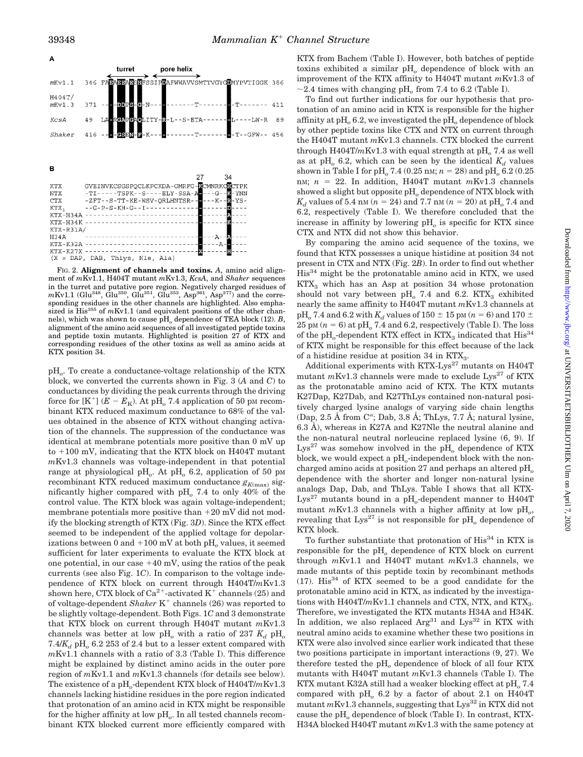**A**

```
                         turret        pore helix
mKv1.1   346 FAEAEEAESHFSSIPDAFWWAVVSMTTVGYGDMYPVTIGGK 386

H404T/
mKv1.3   371 ----DDPS-G-N-----------T----------T------- 411

KcsA      49 LA-RGAPGAQLITY-R-L--S-ETA--------L----LW-R  89

Shaker   416 ----GSPN-F-K-----------T----------T--GFW--  456
```

**B**

```
                                         27     34
KTX        GVEINVKCSGSPQCLKPCKDA-GMRFG-KCMNRKCHCTPK
NTX        -TI-----TSPK--S----ELY-SSA-A----G--K-YNN
CTX        -ZFT--S-TT-KE-WSV-QRLHNTSR------K--R-YS-
KTX3       --G-P-S-KH-G--I--------------------D----
KTX-H34A   -----------------------------------A----
KTX-H34K   -----------------------------------K----
KTX-R31A/
H34A       -------------------------------A--A----
KTX-K32A   --------------------------------A------
KTX-K27X   ---------------------------X-------H----
(X = DAP, DAB, Thlys, Nle, Ala)
```

FIG. 2. **Alignment of channels and toxins.** *A*, amino acid alignment of *m*Kv1.1, H404T mutant *m*Kv1.3, *KcsA*, and *Shaker* sequences in the turret and putative pore region. Negatively charged residues of *m*Kv1.1 (Glu[348], Glu[350], Glu[351], Glu[353], Asp[361], Asp[377]) and the corresponding residues in the other channels are highlighted. Also emphasized is His[355] of *m*Kv1.1 (and equivalent positions of the other channels), which was shown to cause pH$_o$ dependence of TEA block (12). *B*, alignment of the amino acid sequences of all investigated peptide toxins and peptide toxin mutants. Highlighted is position 27 of KTX and corresponding residues of the other toxins as well as amino acids at KTX position 34.

pH$_o$. To create a conductance-voltage relationship of the KTX block, we converted the currents shown in Fig. 3 (*A* and *C*) to conductances by dividing the peak currents through the driving force for [K$^+$] ($E - E_K$). At pH$_o$ 7.4 application of 50 pM recombinant KTX reduced maximum conductance to 68% of the values obtained in the absence of KTX without changing activation of the channels. The suppression of the conductance was identical at membrane potentials more positive than 0 mV up to +100 mV, indicating that the KTX block on H404T mutant *m*Kv1.3 channels was voltage-independent in that potential range at physiological pH$_o$. At pH$_o$ 6.2, application of 50 pM recombinant KTX reduced maximum conductance $g_{K(\max)}$ significantly higher compared with pH$_o$ 7.4 to only 40% of the control value. The KTX block was again voltage-independent; membrane potentials more positive than +20 mV did not modify the blocking strength of KTX (Fig. 3*D*). Since the KTX effect seemed to be independent of the applied voltage for depolarizations between 0 and +100 mV at both pH$_o$ values, it seemed sufficient for later experiments to evaluate the KTX block at one potential, in our case +40 mV, using the ratios of the peak currents (see also Fig. 1*C*). In comparison to the voltage independence of KTX block on current through H404T/*m*Kv1.3 shown here, CTX block of Ca$^{2+}$-activated K$^+$ channels (25) and of voltage-dependent *Shaker* K$^+$ channels (26) was reported to be slightly voltage-dependent. Both Figs. 1*C* and 3 demonstrate that KTX block on current through H404T mutant *m*Kv1.3 channels was better at low pH$_o$ with a ratio of 237 $K_d$ pH$_o$ 7.4/$K_d$ pH$_o$ 6.2 253 of 2.4 but to a lesser extent compared with *m*Kv1.1 channels with a ratio of 3.3 (Table I). This difference might be explained by distinct amino acids in the outer pore region of *m*Kv1.1 and *m*Kv1.3 channels (for details see below). The existence of a pH$_o$-dependent KTX block of H404T/*m*Kv1.3 channels lacking histidine residues in the pore region indicated that protonation of an amino acid in KTX might be responsible for the higher affinity at low pH$_o$. In all tested channels recombinant KTX blocked current more efficiently compared with KTX from Bachem (Table I). However, both batches of peptide toxins exhibited a similar pH$_o$ dependence of block with an improvement of the KTX affinity to H404T mutant *m*Kv1.3 of ~2.4 times with changing pH$_o$ from 7.4 to 6.2 (Table I).

To find out further indications for our hypothesis that protonation of an amino acid in KTX is responsible for the higher affinity at pH$_o$ 6.2, we investigated the pH$_o$ dependence of block by other peptide toxins like CTX and NTX on current through the H404T mutant *m*Kv1.3 channels. CTX blocked the current through H404T/*m*Kv1.3 with equal strength at pH$_o$ 7.4 as well as at pH$_o$ 6.2, which can be seen by the identical $K_d$ values shown in Table I for pH$_o$ 7.4 (0.25 nM; $n$ = 28) and pH$_o$ 6.2 (0.25 nM; $n$ = 22. In addition, H404T mutant *m*Kv1.3 channels showed a slight but opposite pH$_o$ dependence of NTX block with $K_d$ values of 5.4 nM ($n$ = 24) and 7.7 nM ($n$ = 20) at pH$_o$ 7.4 and 6.2, respectively (Table I). We therefore concluded that the increase in affinity by lowering pH$_o$ is specific for KTX since CTX and NTX did not show this behavior.

By comparing the amino acid sequence of the toxins, we found that KTX possesses a unique histidine at position 34 not present in CTX and NTX (Fig. 2*B*). In order to find out whether His[34] might be the protonatable amino acid in KTX, we used KTX$_3$ which has an Asp at position 34 whose protonation should not vary between pH$_o$ 7.4 and 6.2. KTX$_3$ exhibited nearly the same affinity to H404T mutant *m*Kv1.3 channels at pH$_o$ 7.4 and 6.2 with $K_d$ values of 150 ± 15 pM ($n$ = 6) and 170 ± 25 pM ($n$ = 6) at pH$_o$ 7.4 and 6.2, respectively (Table I). The loss of the pH$_o$-dependent KTX effect in KTX$_3$ indicated that His[34] of KTX might be responsible for this effect because of the lack of a histidine residue at position 34 in KTX$_3$.

Additional experiments with KTX-Lys[27] mutants on H404T mutant *m*Kv1.3 channels were made to exclude Lys[27] of KTX as the protonatable amino acid of KTX. The KTX mutants K27Dap, K27Dab, and K27ThLys contained non-natural positively charged lysine analogs of varying side chain lengths (Dap, 2.5 Å from C$^\alpha$; Dab, 3.8 Å; ThLys, 7.7 Å; natural lysine, 6.3 Å), whereas in K27A and K27Nle the neutral alanine and the non-natural neutral norleucine replaced lysine (6, 9). If Lys[27] was somehow involved in the pH$_o$ dependence of KTX block, we would expect a pH$_o$-independent block with the noncharged amino acids at position 27 and perhaps an altered pH$_o$ dependence with the shorter and longer non-natural lysine analogs Dap, Dab, and ThLys. Table I shows that all KTX-Lys[27] mutants bound in a pH$_o$-dependent manner to H404T mutant *m*Kv1.3 channels with a higher affinity at low pH$_o$, revealing that Lys[27] is not responsible for pH$_o$ dependence of KTX block.

To further substantiate that protonation of His[34] in KTX is responsible for the pH$_o$ dependence of KTX block on current through *m*Kv1.1 and H404T mutant *m*Kv1.3 channels, we made mutants of this peptide toxin by recombinant methods (17). His[34] of KTX seemed to be a good candidate for the protonatable amino acid in KTX, as indicated by the investigations with H404T/*m*Kv1.1 channels and CTX, NTX, and KTX$_3$. Therefore, we investigated the KTX mutants H34A and H34K. In addition, we also replaced Arg[31] and Lys[32] in KTX with neutral amino acids to examine whether these two positions in KTX were also involved since earlier work indicated that these two positions participate in important interactions (9, 27). We therefore tested the pH$_o$ dependence of block of all four KTX mutants with H404T mutant *m*Kv1.3 channels (Table I). The KTX mutant K32A still had a weaker blocking effect at pH$_o$ 7.4 compared with pH$_o$ 6.2 by a factor of about 2.1 on H404T mutant *m*Kv1.3 channels, suggesting that Lys[32] in KTX did not cause the pH$_o$ dependence of block (Table I). In contrast, KTX-H34A blocked H404T mutant *m*Kv1.3 with the same potency at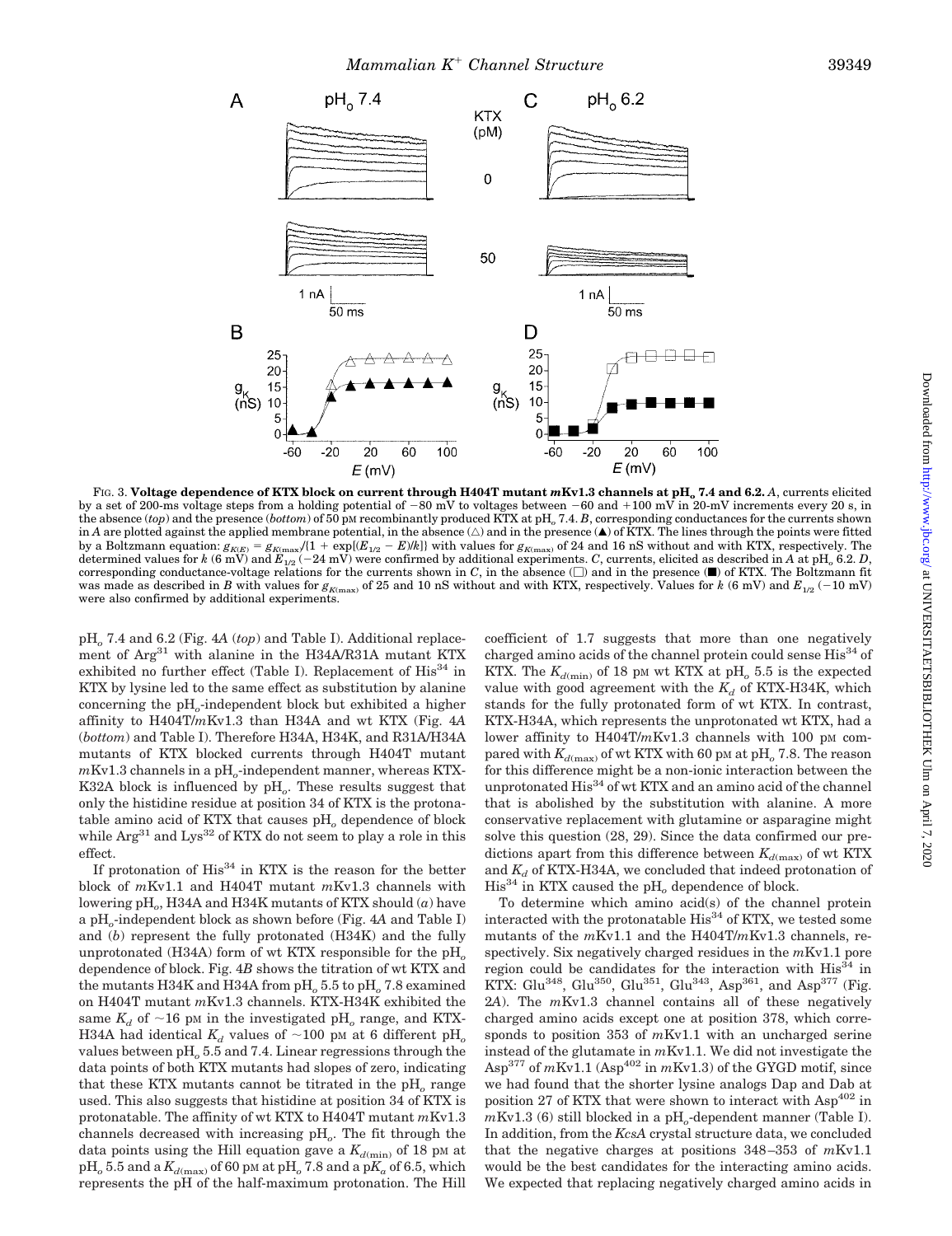FIG. 3. **Voltage dependence of KTX block on current through H404T mutant *m*Kv1.3 channels at $pH_o$ 7.4 and 6.2.** *A*, currents elicited by a set of 200-ms voltage steps from a holding potential of −80 mV to voltages between −60 and +100 mV in 20-mV increments every 20 s, in the absence (*top*) and the presence (*bottom*) of 50 pM recombinantly produced KTX at $pH_o$ 7.4. *B*, corresponding conductances for the currents shown in *A* are plotted against the applied membrane potential, in the absence (△) and in the presence (▲) of KTX. The lines through the points were fitted by a Boltzmann equation: $g_{K(E)} = g_{K(\max)}/\{1 + \exp[(E_{1/2} - E)/k]\}$ with values for $g_{K(\max)}$ of 24 and 16 nS without and with KTX, respectively. The determined values for $k$ (6 mV) and $E_{1/2}$ (−24 mV) were confirmed by additional experiments. *C*, currents, elicited as described in *A* at $pH_o$ 6.2. *D*, corresponding conductance-voltage relations for the currents shown in *C*, in the absence (□) and in the presence (■) of KTX. The Boltzmann fit was made as described in *B* with values for $g_{K(\max)}$ of 25 and 10 nS without and with KTX, respectively. Values for $k$ (6 mV) and $E_{1/2}$ (−10 mV) were also confirmed by additional experiments.

$pH_o$ 7.4 and 6.2 (Fig. 4*A* (*top*) and Table I). Additional replacement of $Arg^{31}$ with alanine in the H34A/R31A mutant KTX exhibited no further effect (Table I). Replacement of $His^{34}$ in KTX by lysine led to the same effect as substitution by alanine concerning the $pH_o$-independent block but exhibited a higher affinity to H404T/*m*Kv1.3 than H34A and wt KTX (Fig. 4*A* (*bottom*) and Table I). Therefore H34A, H34K, and R31A/H34A mutants of KTX blocked currents through H404T mutant *m*Kv1.3 channels in a $pH_o$-independent manner, whereas KTX-K32A block is influenced by $pH_o$. These results suggest that only the histidine residue at position 34 of KTX is the protonatable amino acid of KTX that causes $pH_o$ dependence of block while $Arg^{31}$ and $Lys^{32}$ of KTX do not seem to play a role in this effect.

If protonation of $His^{34}$ in KTX is the reason for the better block of *m*Kv1.1 and H404T mutant *m*Kv1.3 channels with lowering $pH_o$, H34A and H34K mutants of KTX should (*a*) have a $pH_o$-independent block as shown before (Fig. 4*A* and Table I) and (*b*) represent the fully protonated (H34K) and the fully unprotonated (H34A) form of wt KTX responsible for the $pH_o$ dependence of block. Fig. 4*B* shows the titration of wt KTX and the mutants H34K and H34A from $pH_o$ 5.5 to $pH_o$ 7.8 examined on H404T mutant *m*Kv1.3 channels. KTX-H34K exhibited the same $K_d$ of ~16 pM in the investigated $pH_o$ range, and KTX-H34A had identical $K_d$ values of ~100 pM at 6 different $pH_o$ values between $pH_o$ 5.5 and 7.4. Linear regressions through the data points of both KTX mutants had slopes of zero, indicating that these KTX mutants cannot be titrated in the $pH_o$ range used. This also suggests that histidine at position 34 of KTX is protonatable. The affinity of wt KTX to H404T mutant *m*Kv1.3 channels decreased with increasing $pH_o$. The fit through the data points using the Hill equation gave a $K_{d(\min)}$ of 18 pM at $pH_o$ 5.5 and a $K_{d(\max)}$ of 60 pM at $pH_o$ 7.8 and a $pK_a$ of 6.5, which represents the pH of the half-maximum protonation. The Hill coefficient of 1.7 suggests that more than one negatively charged amino acids of the channel protein could sense $His^{34}$ of KTX. The $K_{d(\min)}$ of 18 pM wt KTX at $pH_o$ 5.5 is the expected value with good agreement with the $K_d$ of KTX-H34K, which stands for the fully protonated form of wt KTX. In contrast, KTX-H34A, which represents the unprotonated wt KTX, had a lower affinity to H404T/*m*Kv1.3 channels with 100 pM compared with $K_{d(\max)}$ of wt KTX with 60 pM at $pH_o$ 7.8. The reason for this difference might be a non-ionic interaction between the unprotonated $His^{34}$ of wt KTX and an amino acid of the channel that is abolished by the substitution with alanine. A more conservative replacement with glutamine or asparagine might solve this question (28, 29). Since the data confirmed our predictions apart from this difference between $K_{d(\max)}$ of wt KTX and $K_d$ of KTX-H34A, we concluded that indeed protonation of $His^{34}$ in KTX caused the $pH_o$ dependence of block.

To determine which amino acid(s) of the channel protein interacted with the protonatable $His^{34}$ of KTX, we tested some mutants of the *m*Kv1.1 and the H404T/*m*Kv1.3 channels, respectively. Six negatively charged residues in the *m*Kv1.1 pore region could be candidates for the interaction with $His^{34}$ in KTX: $Glu^{348}$, $Glu^{350}$, $Glu^{351}$, $Glu^{343}$, $Asp^{361}$, and $Asp^{377}$ (Fig. 2*A*). The *m*Kv1.3 channel contains all of these negatively charged amino acids except one at position 378, which corresponds to position 353 of *m*Kv1.1 with an uncharged serine instead of the glutamate in *m*Kv1.1. We did not investigate the $Asp^{377}$ of *m*Kv1.1 ($Asp^{402}$ in *m*Kv1.3) of the GYGD motif, since we had found that the shorter lysine analogs Dap and Dab at position 27 of KTX that were shown to interact with $Asp^{402}$ in *m*Kv1.3 (6) still blocked in a $pH_o$-dependent manner (Table I). In addition, from the *KcsA* crystal structure data, we concluded that the negative charges at positions 348–353 of *m*Kv1.1 would be the best candidates for the interacting amino acids. We expected that replacing negatively charged amino acids in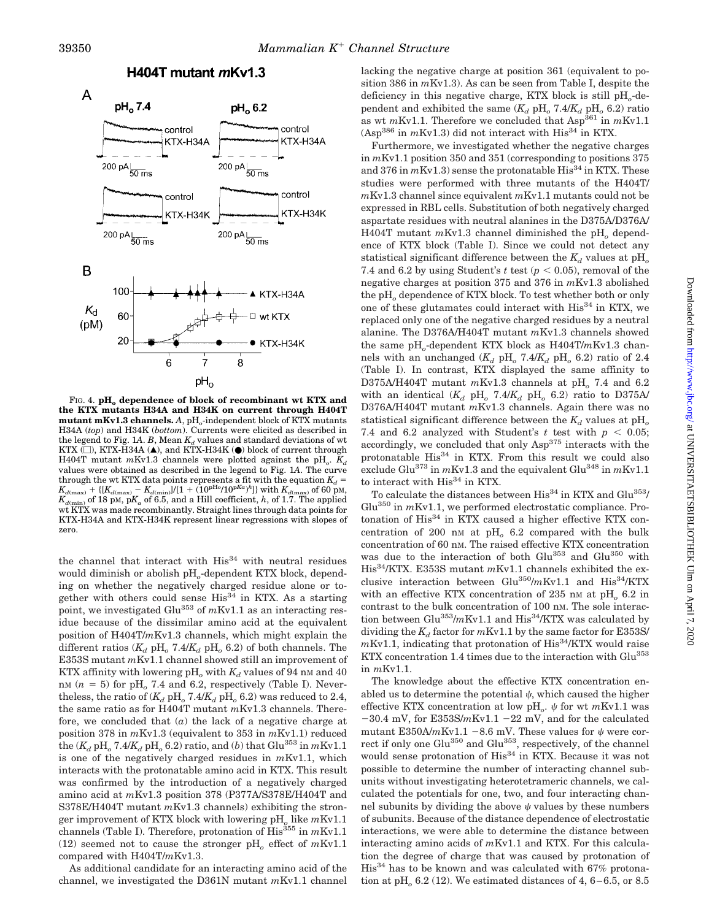**H404T mutant mKv1.3**

FIG. 4. **$pH_o$ dependence of block of recombinant wt KTX and the KTX mutants H34A and H34K on current through H404T mutant mKv1.3 channels.** *A*, $pH_o$-independent block of KTX mutants H34A (*top*) and H34K (*bottom*). Currents were elicited as described in the legend to Fig. 1*A*. *B*, Mean $K_d$ values and standard deviations of wt KTX (□), KTX-H34A (▲), and KTX-H34K (●) block of current through H404T mutant *m*Kv1.3 channels were plotted against the $pH_o$. $K_d$ values were obtained as described in the legend to Fig. 1*A*. The curve through the wt KTX data points represents a fit with the equation $K_d = K_{d(\max)} + \{[K_{d(\max)} - K_{d(\min)}]/[1 + (10^{pH_o}/10^{pK_a})^h]\}$ with $K_{d(\max)}$ of 60 pM, $K_{d(\min)}$ of 18 pM, $pK_a$ of 6.5, and a Hill coefficient, *h*, of 1.7. The applied wt KTX was made recombinantly. Straight lines through data points for KTX-H34A and KTX-H34K represent linear regressions with slopes of zero.

the channel that interact with His[34] with neutral residues would diminish or abolish $pH_o$-dependent KTX block, depending on whether the negatively charged residue alone or together with others could sense His[34] in KTX. As a starting point, we investigated Glu[353] of *m*Kv1.1 as an interacting residue because of the dissimilar amino acid at the equivalent position of H404T/*m*Kv1.3 channels, which might explain the different ratios ($K_d$ $pH_o$ 7.4/$K_d$ $pH_o$ 6.2) of both channels. The E353S mutant *m*Kv1.1 channel showed still an improvement of KTX affinity with lowering $pH_o$ with $K_d$ values of 94 nM and 40 nM ($n$ = 5) for $pH_o$ 7.4 and 6.2, respectively (Table I). Nevertheless, the ratio of ($K_d$ $pH_o$ 7.4/$K_d$ $pH_o$ 6.2) was reduced to 2.4, the same ratio as for H404T mutant *m*Kv1.3 channels. Therefore, we concluded that (*a*) the lack of a negative charge at position 378 in *m*Kv1.3 (equivalent to 353 in *m*Kv1.1) reduced the ($K_d$ $pH_o$ 7.4/$K_d$ $pH_o$ 6.2) ratio, and (*b*) that Glu[353] in *m*Kv1.1 is one of the negatively charged residues in *m*Kv1.1, which interacts with the protonatable amino acid in KTX. This result was confirmed by the introduction of a negatively charged amino acid at *m*Kv1.3 position 378 (P377A/S378E/H404T and S378E/H404T mutant *m*Kv1.3 channels) exhibiting the stronger improvement of KTX block with lowering $pH_o$ like *m*Kv1.1 channels (Table I). Therefore, protonation of His[355] in *m*Kv1.1 (12) seemed not to cause the stronger $pH_o$ effect of *m*Kv1.1 compared with H404T/*m*Kv1.3.

As additional candidate for an interacting amino acid of the channel, we investigated the D361N mutant *m*Kv1.1 channel lacking the negative charge at position 361 (equivalent to position 386 in *m*Kv1.3). As can be seen from Table I, despite the deficiency in this negative charge, KTX block is still $pH_o$-dependent and exhibited the same ($K_d$ $pH_o$ 7.4/$K_d$ $pH_o$ 6.2) ratio as wt *m*Kv1.1. Therefore we concluded that Asp[361] in *m*Kv1.1 (Asp[386] in *m*Kv1.3) did not interact with His[34] in KTX.

Furthermore, we investigated whether the negative charges in *m*Kv1.1 position 350 and 351 (corresponding to positions 375 and 376 in *m*Kv1.3) sense the protonatable His[34] in KTX. These studies were performed with three mutants of the H404T/*m*Kv1.3 channel since equivalent *m*Kv1.1 mutants could not be expressed in RBL cells. Substitution of both negatively charged aspartate residues with neutral alanines in the D375A/D376A/H404T mutant *m*Kv1.3 channel diminished the $pH_o$ dependence of KTX block (Table I). Since we could not detect any statistical significant difference between the $K_d$ values at $pH_o$ 7.4 and 6.2 by using Student's *t* test ($p < 0.05$), removal of the negative charges at position 375 and 376 in *m*Kv1.3 abolished the $pH_o$ dependence of KTX block. To test whether both or only one of these glutamates could interact with His[34] in KTX, we replaced only one of the negative charged residues by a neutral alanine. The D376A/H404T mutant *m*Kv1.3 channels showed the same $pH_o$-dependent KTX block as H404T/*m*Kv1.3 channels with an unchanged ($K_d$ $pH_o$ 7.4/$K_d$ $pH_o$ 6.2) ratio of 2.4 (Table I). In contrast, KTX displayed the same affinity to D375A/H404T mutant *m*Kv1.3 channels at $pH_o$ 7.4 and 6.2 with an identical ($K_d$ $pH_o$ 7.4/$K_d$ $pH_o$ 6.2) ratio to D375A/D376A/H404T mutant *m*Kv1.3 channels. Again there was no statistical significant difference between the $K_d$ values at $pH_o$ 7.4 and 6.2 analyzed with Student's *t* test with $p < 0.05$; accordingly, we concluded that only Asp[375] interacts with the protonatable His[34] in KTX. From this result we could also exclude Glu[373] in *m*Kv1.3 and the equivalent Glu[348] in *m*Kv1.1 to interact with His[34] in KTX.

To calculate the distances between His[34] in KTX and Glu[353]/Glu[350] in *m*Kv1.1, we performed electrostatic compliance. Protonation of His[34] in KTX caused a higher effective KTX concentration of 200 nM at $pH_o$ 6.2 compared with the bulk concentration of 60 nM. The raised effective KTX concentration was due to the interaction of both Glu[353] and Glu[350] with His[34]/KTX. E353S mutant *m*Kv1.1 channels exhibited the exclusive interaction between Glu[350]/*m*Kv1.1 and His[34]/KTX with an effective KTX concentration of 235 nM at $pH_o$ 6.2 in contrast to the bulk concentration of 100 nM. The sole interaction between Glu[353]/*m*Kv1.1 and His[34]/KTX was calculated by dividing the $K_d$ factor for *m*Kv1.1 by the same factor for E353S/*m*Kv1.1, indicating that protonation of His[34]/KTX would raise KTX concentration 1.4 times due to the interaction with Glu[353] in *m*Kv1.1.

The knowledge about the effective KTX concentration enabled us to determine the potential $\psi$, which caused the higher effective KTX concentration at low $pH_o$. $\psi$ for wt *m*Kv1.1 was −30.4 mV, for E353S/*m*Kv1.1 −22 mV, and for the calculated mutant E350A/*m*Kv1.1 −8.6 mV. These values for $\psi$ were correct if only one Glu[350] and Glu[353], respectively, of the channel would sense protonation of His[34] in KTX. Because it was not possible to determine the number of interacting channel subunits without investigating heterotetrameric channels, we calculated the potentials for one, two, and four interacting channel subunits by dividing the above $\psi$ values by these numbers of subunits. Because of the distance dependence of electrostatic interactions, we were able to determine the distance between interacting amino acids of *m*Kv1.1 and KTX. For this calculation the degree of charge that was caused by protonation of His[34] has to be known and was calculated with 67% protonation at $pH_o$ 6.2 (12). We estimated distances of 4, 6–6.5, or 8.5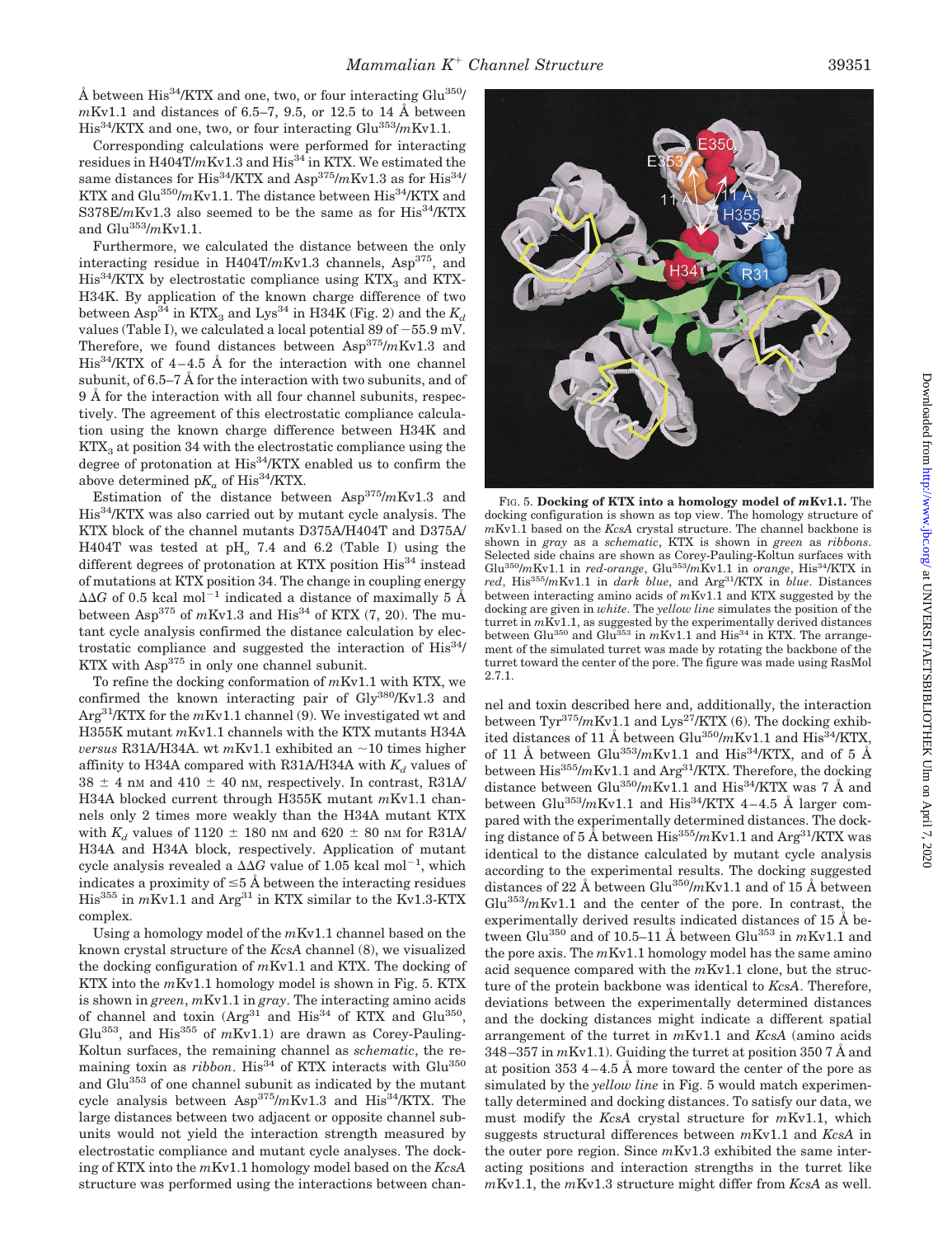Å between His[34]/KTX and one, two, or four interacting Glu[350]/*m*Kv1.1 and distances of 6.5–7, 9.5, or 12.5 to 14 Å between His[34]/KTX and one, two, or four interacting Glu[353]/*m*Kv1.1.

Corresponding calculations were performed for interacting residues in H404T/*m*Kv1.3 and His[34] in KTX. We estimated the same distances for His[34]/KTX and Asp[375]/*m*Kv1.3 as for His[34]/KTX and Glu[350]/*m*Kv1.1. The distance between His[34]/KTX and S378E/*m*Kv1.3 also seemed to be the same as for His[34]/KTX and Glu[353]/*m*Kv1.1.

Furthermore, we calculated the distance between the only interacting residue in H404T/*m*Kv1.3 channels, Asp[375], and His[34]/KTX by electrostatic compliance using $KTX_3$ and KTX-H34K. By application of the known charge difference of two between Asp[34] in $KTX_3$ and Lys[34] in H34K (Fig. 2) and the $K_d$ values (Table I), we calculated a local potential 89 of −55.9 mV. Therefore, we found distances between Asp[375]/*m*Kv1.3 and His[34]/KTX of 4–4.5 Å for the interaction with one channel subunit, of 6.5–7 Å for the interaction with two subunits, and of 9 Å for the interaction with all four channel subunits, respectively. The agreement of this electrostatic compliance calculation using the known charge difference between H34K and $KTX_3$ at position 34 with the electrostatic compliance using the degree of protonation at His[34]/KTX enabled us to confirm the above determined $pK_a$ of His[34]/KTX.

Estimation of the distance between Asp[375]/*m*Kv1.3 and His[34]/KTX was also carried out by mutant cycle analysis. The KTX block of the channel mutants D375A/H404T and D375A/H404T was tested at $pH_o$ 7.4 and 6.2 (Table I) using the different degrees of protonation at KTX position His[34] instead of mutations at KTX position 34. The change in coupling energy $\Delta\Delta G$ of 0.5 kcal $mol^{-1}$ indicated a distance of maximally 5 Å between Asp[375] of *m*Kv1.3 and His[34] of KTX (7, 20). The mutant cycle analysis confirmed the distance calculation by electrostatic compliance and suggested the interaction of His[34]/KTX with Asp[375] in only one channel subunit.

To refine the docking conformation of *m*Kv1.1 with KTX, we confirmed the known interacting pair of Gly[380]/Kv1.3 and Arg[31]/KTX for the *m*Kv1.1 channel (9). We investigated wt and H355K mutant *m*Kv1.1 channels with the KTX mutants H34A *versus* R31A/H34A. wt *m*Kv1.1 exhibited an ~10 times higher affinity to H34A compared with R31A/H34A with $K_d$ values of 38 ± 4 nM and 410 ± 40 nM, respectively. In contrast, R31A/H34A blocked current through H355K mutant *m*Kv1.1 channels only 2 times more weakly than the H34A mutant KTX with $K_d$ values of 1120 ± 180 nM and 620 ± 80 nM for R31A/H34A and H34A block, respectively. Application of mutant cycle analysis revealed a $\Delta\Delta G$ value of 1.05 kcal $mol^{-1}$, which indicates a proximity of ≤5 Å between the interacting residues His[355] in *m*Kv1.1 and Arg[31] in KTX similar to the Kv1.3-KTX complex.

Using a homology model of the *m*Kv1.1 channel based on the known crystal structure of the *KcsA* channel (8), we visualized the docking configuration of *m*Kv1.1 and KTX. The docking of KTX into the *m*Kv1.1 homology model is shown in Fig. 5. KTX is shown in *green*, *m*Kv1.1 in *gray*. The interacting amino acids of channel and toxin (Arg[31] and His[34] of KTX and Glu[350], Glu[353], and His[355] of *m*Kv1.1) are drawn as Corey-Pauling-Koltun surfaces, the remaining channel as *schematic*, the remaining toxin as *ribbon*. His[34] of KTX interacts with Glu[350] and Glu[353] of one channel subunit as indicated by the mutant cycle analysis between Asp[375]/*m*Kv1.3 and His[34]/KTX. The large distances between two adjacent or opposite channel subunits would not yield the interaction strength measured by electrostatic compliance and mutant cycle analyses. The docking of KTX into the *m*Kv1.1 homology model based on the *KcsA* structure was performed using the interactions between channel and toxin described here and, additionally, the interaction between Tyr[375]/*m*Kv1.1 and Lys[27]/KTX (6). The docking exhibited distances of 11 Å between Glu[350]/*m*Kv1.1 and His[34]/KTX, of 11 Å between Glu[353]/*m*Kv1.1 and His[34]/KTX, and of 5 Å between His[355]/*m*Kv1.1 and Arg[31]/KTX. Therefore, the docking distance between Glu[350]/*m*Kv1.1 and His[34]/KTX was 7 Å and between Glu[353]/*m*Kv1.1 and His[34]/KTX 4–4.5 Å larger compared with the experimentally determined distances. The docking distance of 5 Å between His[355]/*m*Kv1.1 and Arg[31]/KTX was identical to the distance calculated by mutant cycle analysis according to the experimental results. The docking suggested distances of 22 Å between Glu[350]/*m*Kv1.1 and of 15 Å between Glu[353]/*m*Kv1.1 and the center of the pore. In contrast, the experimentally derived results indicated distances of 15 Å between Glu[350] and of 10.5–11 Å between Glu[353] in *m*Kv1.1 and the pore axis. The *m*Kv1.1 homology model has the same amino acid sequence compared with the *m*Kv1.1 clone, but the structure of the protein backbone was identical to *KcsA*. Therefore, deviations between the experimentally determined distances and the docking distances might indicate a different spatial arrangement of the turret in *m*Kv1.1 and *KcsA* (amino acids 348–357 in *m*Kv1.1). Guiding the turret at position 350 7 Å and at position 353 4–4.5 Å more toward the center of the pore as simulated by the *yellow line* in Fig. 5 would match experimentally determined and docking distances. To satisfy our data, we must modify the *KcsA* crystal structure for *m*Kv1.1, which suggests structural differences between *m*Kv1.1 and *KcsA* in the outer pore region. Since *m*Kv1.3 exhibited the same interacting positions and interaction strengths in the turret like *m*Kv1.1, the *m*Kv1.3 structure might differ from *KcsA* as well.

FIG. 5. **Docking of KTX into a homology model of *m*Kv1.1.** The docking configuration is shown as top view. The homology structure of *m*Kv1.1 based on the *KcsA* crystal structure. The channel backbone is shown in *gray* as a *schematic*, KTX is shown in *green* as *ribbons*. Selected side chains are shown as Corey-Pauling-Koltun surfaces with Glu[350]/*m*Kv1.1 in *red-orange*, Glu[353]/*m*Kv1.1 in *orange*, His[34]/KTX in *red*, His[355]/*m*Kv1.1 in *dark blue*, and Arg[31]/KTX in *blue*. Distances between interacting amino acids of *m*Kv1.1 and KTX suggested by the docking are given in *white*. The *yellow line* simulates the position of the turret in *m*Kv1.1, as suggested by the experimentally derived distances between Glu[350] and Glu[353] in *m*Kv1.1 and His[34] in KTX. The arrangement of the simulated turret was made by rotating the backbone of the turret toward the center of the pore. The figure was made using RasMol 2.7.1.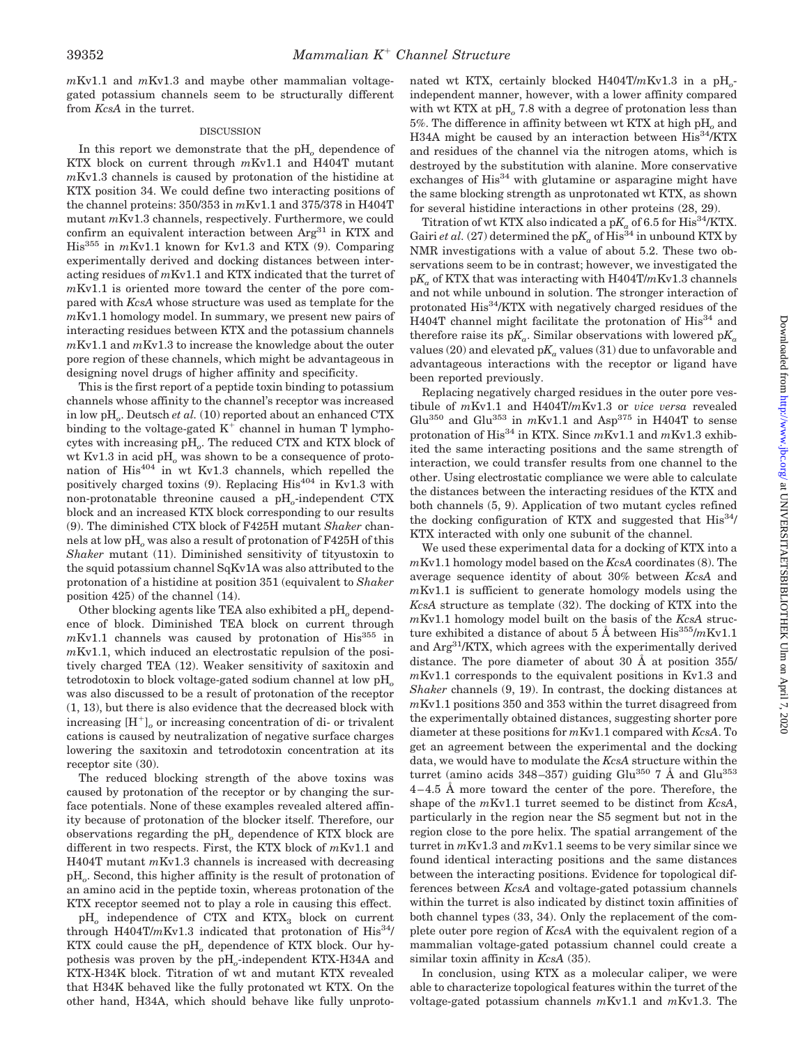*m*Kv1.1 and *m*Kv1.3 and maybe other mammalian voltage-gated potassium channels seem to be structurally different from *KcsA* in the turret.

## DISCUSSION

In this report we demonstrate that the $pH_o$ dependence of KTX block on current through *m*Kv1.1 and H404T mutant *m*Kv1.3 channels is caused by protonation of the histidine at KTX position 34. We could define two interacting positions of the channel proteins: 350/353 in *m*Kv1.1 and 375/378 in H404T mutant *m*Kv1.3 channels, respectively. Furthermore, we could confirm an equivalent interaction between $Arg^{31}$ in KTX and $His^{355}$ in *m*Kv1.1 known for Kv1.3 and KTX (9). Comparing experimentally derived and docking distances between interacting residues of *m*Kv1.1 and KTX indicated that the turret of *m*Kv1.1 is oriented more toward the center of the pore compared with *KcsA* whose structure was used as template for the *m*Kv1.1 homology model. In summary, we present new pairs of interacting residues between KTX and the potassium channels *m*Kv1.1 and *m*Kv1.3 to increase the knowledge about the outer pore region of these channels, which might be advantageous in designing novel drugs of higher affinity and specificity.

This is the first report of a peptide toxin binding to potassium channels whose affinity to the channel's receptor was increased in low $pH_o$. Deutsch *et al.* (10) reported about an enhanced CTX binding to the voltage-gated $K^+$ channel in human T lymphocytes with increasing $pH_o$. The reduced CTX and KTX block of wt Kv1.3 in acid $pH_o$ was shown to be a consequence of protonation of $His^{404}$ in wt Kv1.3 channels, which repelled the positively charged toxins (9). Replacing $His^{404}$ in Kv1.3 with non-protonatable threonine caused a $pH_o$-independent CTX block and an increased KTX block corresponding to our results (9). The diminished CTX block of F425H mutant *Shaker* channels at low $pH_o$ was also a result of protonation of F425H of this *Shaker* mutant (11). Diminished sensitivity of tityustoxin to the squid potassium channel SqKv1A was also attributed to the protonation of a histidine at position 351 (equivalent to *Shaker* position 425) of the channel (14).

Other blocking agents like TEA also exhibited a $pH_o$ dependence of block. Diminished TEA block on current through *m*Kv1.1 channels was caused by protonation of $His^{355}$ in *m*Kv1.1, which induced an electrostatic repulsion of the positively charged TEA (12). Weaker sensitivity of saxitoxin and tetrodotoxin to block voltage-gated sodium channel at low $pH_o$ was also discussed to be a result of protonation of the receptor (1, 13), but there is also evidence that the decreased block with increasing $[H^+]_o$ or increasing concentration of di- or trivalent cations is caused by neutralization of negative surface charges lowering the saxitoxin and tetrodotoxin concentration at its receptor site (30).

The reduced blocking strength of the above toxins was caused by protonation of the receptor or by changing the surface potentials. None of these examples revealed altered affinity because of protonation of the blocker itself. Therefore, our observations regarding the $pH_o$ dependence of KTX block are different in two respects. First, the KTX block of *m*Kv1.1 and H404T mutant *m*Kv1.3 channels is increased with decreasing $pH_o$. Second, this higher affinity is the result of protonation of an amino acid in the peptide toxin, whereas protonation of the KTX receptor seemed not to play a role in causing this effect.

$pH_o$ independence of CTX and $KTX_3$ block on current through H404T/*m*Kv1.3 indicated that protonation of $His^{34}$/KTX could cause the $pH_o$ dependence of KTX block. Our hypothesis was proven by the $pH_o$-independent KTX-H34A and KTX-H34K block. Titration of wt and mutant KTX revealed that H34K behaved like the fully protonated wt KTX. On the other hand, H34A, which should behave like fully unprotonated wt KTX, certainly blocked H404T/*m*Kv1.3 in a $pH_o$-independent manner, however, with a lower affinity compared with wt KTX at $pH_o$ 7.8 with a degree of protonation less than 5%. The difference in affinity between wt KTX at high $pH_o$ and H34A might be caused by an interaction between $His^{34}$/KTX and residues of the channel via the nitrogen atoms, which is destroyed by the substitution with alanine. More conservative exchanges of $His^{34}$ with glutamine or asparagine might have the same blocking strength as unprotonated wt KTX, as shown for several histidine interactions in other proteins (28, 29).

Titration of wt KTX also indicated a $pK_a$ of 6.5 for $His^{34}$/KTX. Gairi *et al.* (27) determined the $pK_a$ of $His^{34}$ in unbound KTX by NMR investigations with a value of about 5.2. These two observations seem to be in contrast; however, we investigated the $pK_a$ of KTX that was interacting with H404T/*m*Kv1.3 channels and not while unbound in solution. The stronger interaction of protonated $His^{34}$/KTX with negatively charged residues of the H404T channel might facilitate the protonation of $His^{34}$ and therefore raise its $pK_a$. Similar observations with lowered $pK_a$ values (20) and elevated $pK_a$ values (31) due to unfavorable and advantageous interactions with the receptor or ligand have been reported previously.

Replacing negatively charged residues in the outer pore vestibule of *m*Kv1.1 and H404T/*m*Kv1.3 or *vice versa* revealed $Glu^{350}$ and $Glu^{353}$ in *m*Kv1.1 and $Asp^{375}$ in H404T to sense protonation of $His^{34}$ in KTX. Since *m*Kv1.1 and *m*Kv1.3 exhibited the same interacting positions and the same strength of interaction, we could transfer results from one channel to the other. Using electrostatic compliance we were able to calculate the distances between the interacting residues of the KTX and both channels (5, 9). Application of two mutant cycles refined the docking configuration of KTX and suggested that $His^{34}$/KTX interacted with only one subunit of the channel.

We used these experimental data for a docking of KTX into a *m*Kv1.1 homology model based on the *KcsA* coordinates (8). The average sequence identity of about 30% between *KcsA* and *m*Kv1.1 is sufficient to generate homology models using the *KcsA* structure as template (32). The docking of KTX into the *m*Kv1.1 homology model built on the basis of the *KcsA* structure exhibited a distance of about 5 Å between $His^{355}$/*m*Kv1.1 and $Arg^{31}$/KTX, which agrees with the experimentally derived distance. The pore diameter of about 30 Å at position 355/*m*Kv1.1 corresponds to the equivalent positions in Kv1.3 and *Shaker* channels (9, 19). In contrast, the docking distances at *m*Kv1.1 positions 350 and 353 within the turret disagreed from the experimentally obtained distances, suggesting shorter pore diameter at these positions for *m*Kv1.1 compared with *KcsA*. To get an agreement between the experimental and the docking data, we would have to modulate the *KcsA* structure within the turret (amino acids 348–357) guiding $Glu^{350}$ 7 Å and $Glu^{353}$ 4–4.5 Å more toward the center of the pore. Therefore, the shape of the *m*Kv1.1 turret seemed to be distinct from *KcsA*, particularly in the region near the S5 segment but not in the region close to the pore helix. The spatial arrangement of the turret in *m*Kv1.3 and *m*Kv1.1 seems to be very similar since we found identical interacting positions and the same distances between the interacting positions. Evidence for topological differences between *KcsA* and voltage-gated potassium channels within the turret is also indicated by distinct toxin affinities of both channel types (33, 34). Only the replacement of the complete outer pore region of *KcsA* with the equivalent region of a mammalian voltage-gated potassium channel could create a similar toxin affinity in *KcsA* (35).

In conclusion, using KTX as a molecular caliper, we were able to characterize topological features within the turret of the voltage-gated potassium channels *m*Kv1.1 and *m*Kv1.3. The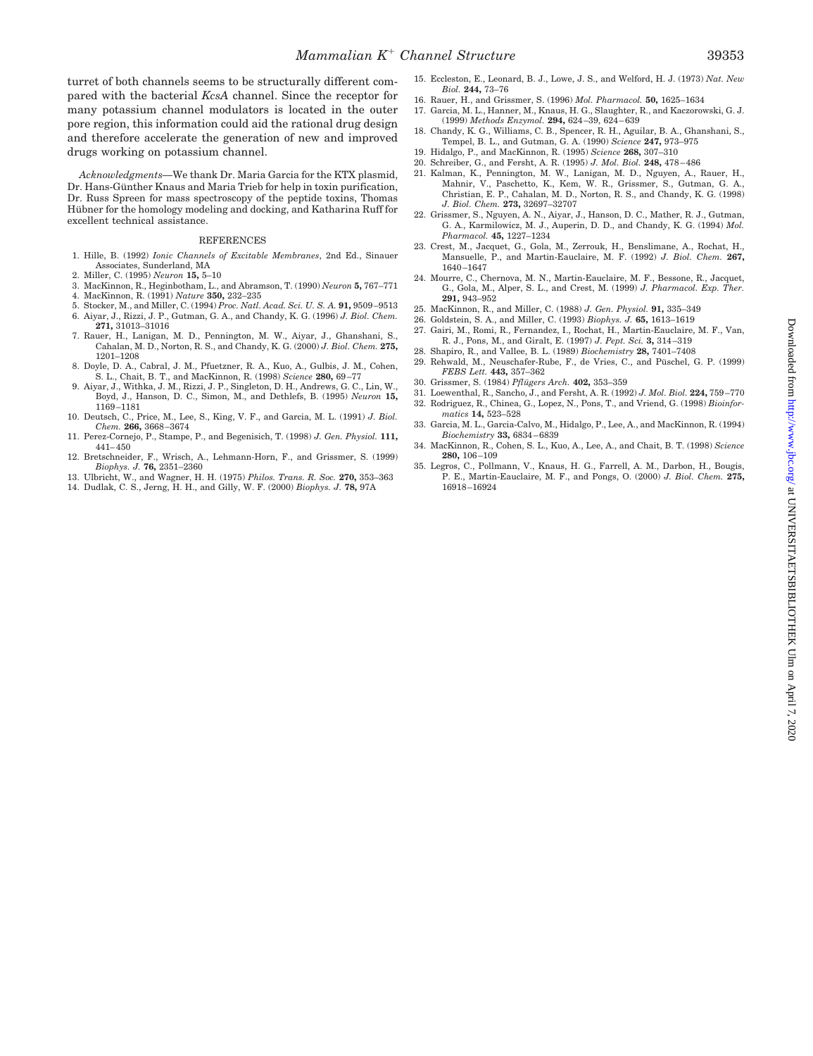turret of both channels seems to be structurally different compared with the bacterial *KcsA* channel. Since the receptor for many potassium channel modulators is located in the outer pore region, this information could aid the rational drug design and therefore accelerate the generation of new and improved drugs working on potassium channel.

*Acknowledgments*—We thank Dr. Maria Garcia for the KTX plasmid, Dr. Hans-Günther Knaus and Maria Trieb for help in toxin purification, Dr. Russ Spreen for mass spectroscopy of the peptide toxins, Thomas Hübner for the homology modeling and docking, and Katharina Ruff for excellent technical assistance.

## REFERENCES

1. Hille, B. (1992) *Ionic Channels of Excitable Membranes*, 2nd Ed., Sinauer Associates, Sunderland, MA
2. Miller, C. (1995) *Neuron* **15,** 5–10
3. MacKinnon, R., Heginbotham, L., and Abramson, T. (1990) *Neuron* **5,** 767–771
4. MacKinnon, R. (1991) *Nature* **350,** 232–235
5. Stocker, M., and Miller, C. (1994) *Proc. Natl. Acad. Sci. U. S. A.* **91,** 9509–9513
6. Aiyar, J., Rizzi, J. P., Gutman, G. A., and Chandy, K. G. (1996) *J. Biol. Chem.* **271,** 31013–31016
7. Rauer, H., Lanigan, M. D., Pennington, M. W., Aiyar, J., Ghanshani, S., Cahalan, M. D., Norton, R. S., and Chandy, K. G. (2000) *J. Biol. Chem.* **275,** 1201–1208
8. Doyle, D. A., Cabral, J. M., Pfuetzner, R. A., Kuo, A., Gulbis, J. M., Cohen, S. L., Chait, B. T., and MacKinnon, R. (1998) *Science* **280,** 69–77
9. Aiyar, J., Withka, J. M., Rizzi, J. P., Singleton, D. H., Andrews, G. C., Lin, W., Boyd, J., Hanson, D. C., Simon, M., and Dethlefs, B. (1995) *Neuron* **15,** 1169–1181
10. Deutsch, C., Price, M., Lee, S., King, V. F., and Garcia, M. L. (1991) *J. Biol. Chem.* **266,** 3668–3674
11. Perez-Cornejo, P., Stampe, P., and Begenisich, T. (1998) *J. Gen. Physiol.* **111,** 441–450
12. Bretschneider, F., Wrisch, A., Lehmann-Horn, F., and Grissmer, S. (1999) *Biophys. J.* **76,** 2351–2360
13. Ulbricht, W., and Wagner, H. H. (1975) *Philos. Trans. R. Soc.* **270,** 353–363
14. Dudlak, C. S., Jerng, H. H., and Gilly, W. F. (2000) *Biophys. J.* **78,** 97A
15. Eccleston, E., Leonard, B. J., Lowe, J. S., and Welford, H. J. (1973) *Nat. New Biol.* **244,** 73–76
16. Rauer, H., and Grissmer, S. (1996) *Mol. Pharmacol.* **50,** 1625–1634
17. Garcia, M. L., Hanner, M., Knaus, H. G., Slaughter, R., and Kaczorowski, G. J. (1999) *Methods Enzymol.* **294,** 624–39, 624–639
18. Chandy, K. G., Williams, C. B., Spencer, R. H., Aguilar, B. A., Ghanshani, S., Tempel, B. L., and Gutman, G. A. (1990) *Science* **247,** 973–975
19. Hidalgo, P., and MacKinnon, R. (1995) *Science* **268,** 307–310
20. Schreiber, G., and Fersht, A. R. (1995) *J. Mol. Biol.* **248,** 478–486
21. Kalman, K., Pennington, M. W., Lanigan, M. D., Nguyen, A., Rauer, H., Mahnir, V., Paschetto, K., Kem, W. R., Grissmer, S., Gutman, G. A., Christian, E. P., Cahalan, M. D., Norton, R. S., and Chandy, K. G. (1998) *J. Biol. Chem.* **273,** 32697–32707
22. Grissmer, S., Nguyen, A. N., Aiyar, J., Hanson, D. C., Mather, R. J., Gutman, G. A., Karmilowicz, M. J., Auperin, D. D., and Chandy, K. G. (1994) *Mol. Pharmacol.* **45,** 1227–1234
23. Crest, M., Jacquet, G., Gola, M., Zerrouk, H., Benslimane, A., Rochat, H., Mansuelle, P., and Martin-Eauclaire, M. F. (1992) *J. Biol. Chem.* **267,** 1640–1647
24. Mourre, C., Chernova, M. N., Martin-Eauclaire, M. F., Bessone, R., Jacquet, G., Gola, M., Alper, S. L., and Crest, M. (1999) *J. Pharmacol. Exp. Ther.* **291,** 943–952
25. MacKinnon, R., and Miller, C. (1988) *J. Gen. Physiol.* **91,** 335–349
26. Goldstein, S. A., and Miller, C. (1993) *Biophys. J.* **65,** 1613–1619
27. Gairi, M., Romi, R., Fernandez, I., Rochat, H., Martin-Eauclaire, M. F., Van, R. J., Pons, M., and Giralt, E. (1997) *J. Pept. Sci.* **3,** 314–319
28. Shapiro, R., and Vallee, B. L. (1989) *Biochemistry* **28,** 7401–7408
29. Rehwald, M., Neuschafer-Rube, F., de Vries, C., and Püschel, G. P. (1999) *FEBS Lett.* **443,** 357–362
30. Grissmer, S. (1984) *Pflügers Arch.* **402,** 353–359
31. Loewenthal, R., Sancho, J., and Fersht, A. R. (1992) *J. Mol. Biol.* **224,** 759–770
32. Rodriguez, R., Chinea, G., Lopez, N., Pons, T., and Vriend, G. (1998) *Bioinformatics* **14,** 523–528
33. Garcia, M. L., Garcia-Calvo, M., Hidalgo, P., Lee, A., and MacKinnon, R. (1994) *Biochemistry* **33,** 6834–6839
34. MacKinnon, R., Cohen, S. L., Kuo, A., Lee, A., and Chait, B. T. (1998) *Science* **280,** 106–109
35. Legros, C., Pollmann, V., Knaus, H. G., Farrell, A. M., Darbon, H., Bougis, P. E., Martin-Eauclaire, M. F., and Pongs, O. (2000) *J. Biol. Chem.* **275,** 16918–16924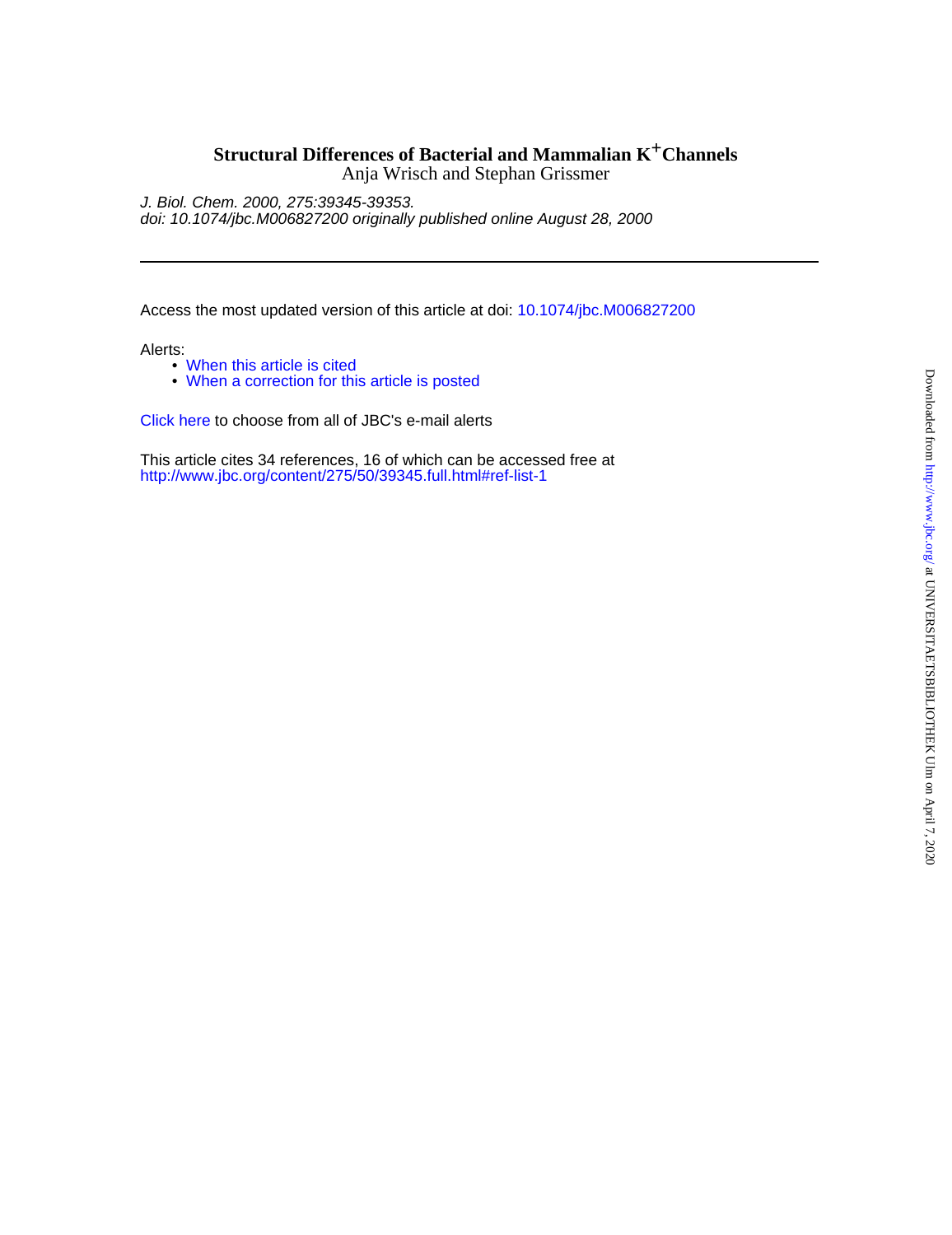# Structural Differences of Bacterial and Mammalian K$^+$ Channels

Anja Wrisch and Stephan Grissmer

*J. Biol. Chem. 2000, 275:39345-39353.*
*doi: 10.1074/jbc.M006827200 originally published online August 28, 2000*

---

Access the most updated version of this article at doi: 10.1074/jbc.M006827200

Alerts:

- When this article is cited
- When a correction for this article is posted

Click here to choose from all of JBC's e-mail alerts

This article cites 34 references, 16 of which can be accessed free at
http://www.jbc.org/content/275/50/39345.full.html#ref-list-1

Downloaded from http://www.jbc.org/ at UNIVERSITAETSBIBLIOTHEK Ulm on April 7, 2020